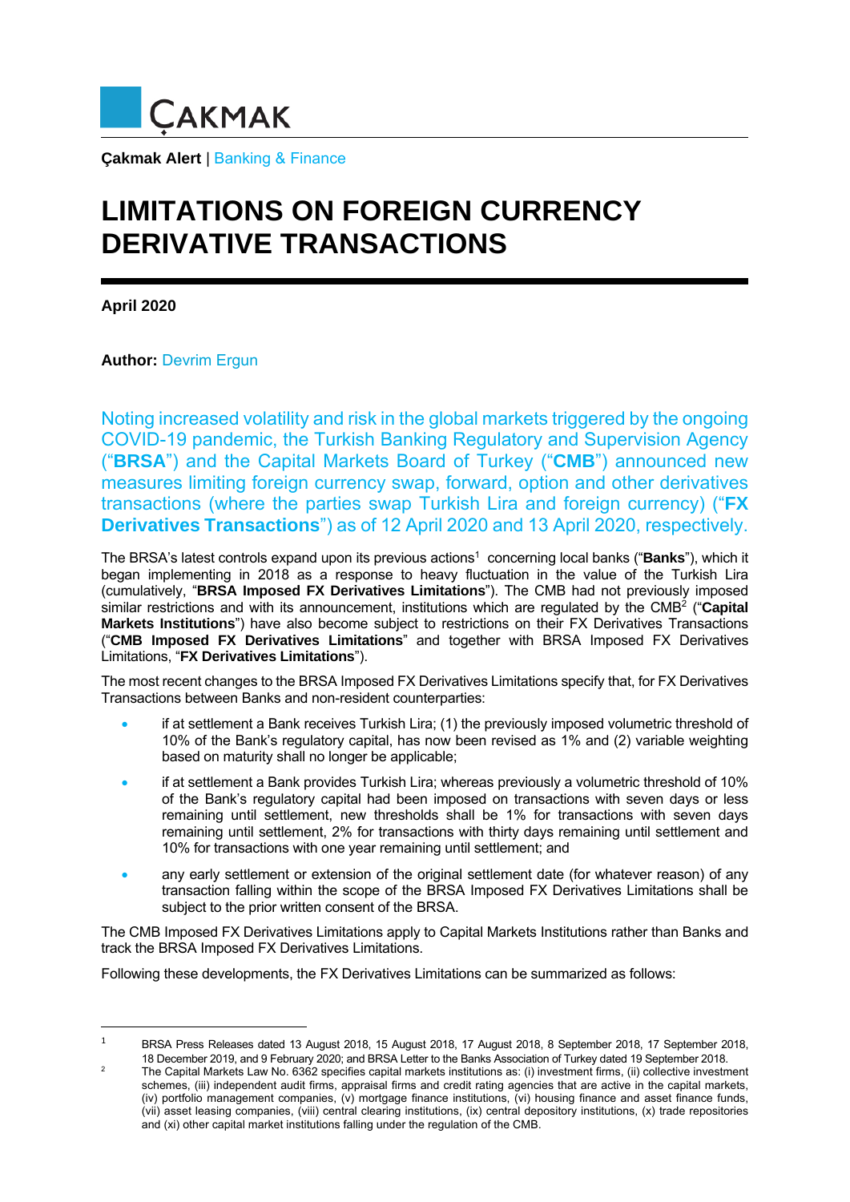# ÇAKMAK

**Çakmak Alert** | Banking & Finance

# LIMITATIONS ON FOREIGN CURRENCY DERIVATIVE TRANSACTIONS

**April 2020**

**Author:** Devrim Ergun

Noting increased volatility and risk in the global markets triggered by the ongoing COVID-19 pandemic, the Turkish Banking Regulatory and Supervision Agency ("**BRSA**") and the Capital Markets Board of Turkey ("**CMB**") announced new measures limiting foreign currency swap, forward, option and other derivatives transactions (where the parties swap Turkish Lira and foreign currency) ("**FX Derivatives Transactions**") as of 12 April 2020 and 13 April 2020, respectively.

The BRSA's latest controls expand upon its previous actions[1] concerning local banks ("**Banks**"), which it began implementing in 2018 as a response to heavy fluctuation in the value of the Turkish Lira (cumulatively, "**BRSA Imposed FX Derivatives Limitations**"). The CMB had not previously imposed similar restrictions and with its announcement, institutions which are regulated by the CMB[2] ("**Capital Markets Institutions**") have also become subject to restrictions on their FX Derivatives Transactions ("**CMB Imposed FX Derivatives Limitations**" and together with BRSA Imposed FX Derivatives Limitations, "**FX Derivatives Limitations**").

The most recent changes to the BRSA Imposed FX Derivatives Limitations specify that, for FX Derivatives Transactions between Banks and non-resident counterparties:

- if at settlement a Bank receives Turkish Lira; (1) the previously imposed volumetric threshold of 10% of the Bank's regulatory capital, has now been revised as 1% and (2) variable weighting based on maturity shall no longer be applicable;
- if at settlement a Bank provides Turkish Lira; whereas previously a volumetric threshold of 10% of the Bank's regulatory capital had been imposed on transactions with seven days or less remaining until settlement, new thresholds shall be 1% for transactions with seven days remaining until settlement, 2% for transactions with thirty days remaining until settlement and 10% for transactions with one year remaining until settlement; and
- any early settlement or extension of the original settlement date (for whatever reason) of any transaction falling within the scope of the BRSA Imposed FX Derivatives Limitations shall be subject to the prior written consent of the BRSA.

The CMB Imposed FX Derivatives Limitations apply to Capital Markets Institutions rather than Banks and track the BRSA Imposed FX Derivatives Limitations.

Following these developments, the FX Derivatives Limitations can be summarized as follows:

---

[1] BRSA Press Releases dated 13 August 2018, 15 August 2018, 17 August 2018, 8 September 2018, 17 September 2018, 18 December 2019, and 9 February 2020; and BRSA Letter to the Banks Association of Turkey dated 19 September 2018.

[2] The Capital Markets Law No. 6362 specifies capital markets institutions as: (i) investment firms, (ii) collective investment schemes, (iii) independent audit firms, appraisal firms and credit rating agencies that are active in the capital markets, (iv) portfolio management companies, (v) mortgage finance institutions, (vi) housing finance and asset finance funds, (vii) asset leasing companies, (viii) central clearing institutions, (ix) central depository institutions, (x) trade repositories and (xi) other capital market institutions falling under the regulation of the CMB.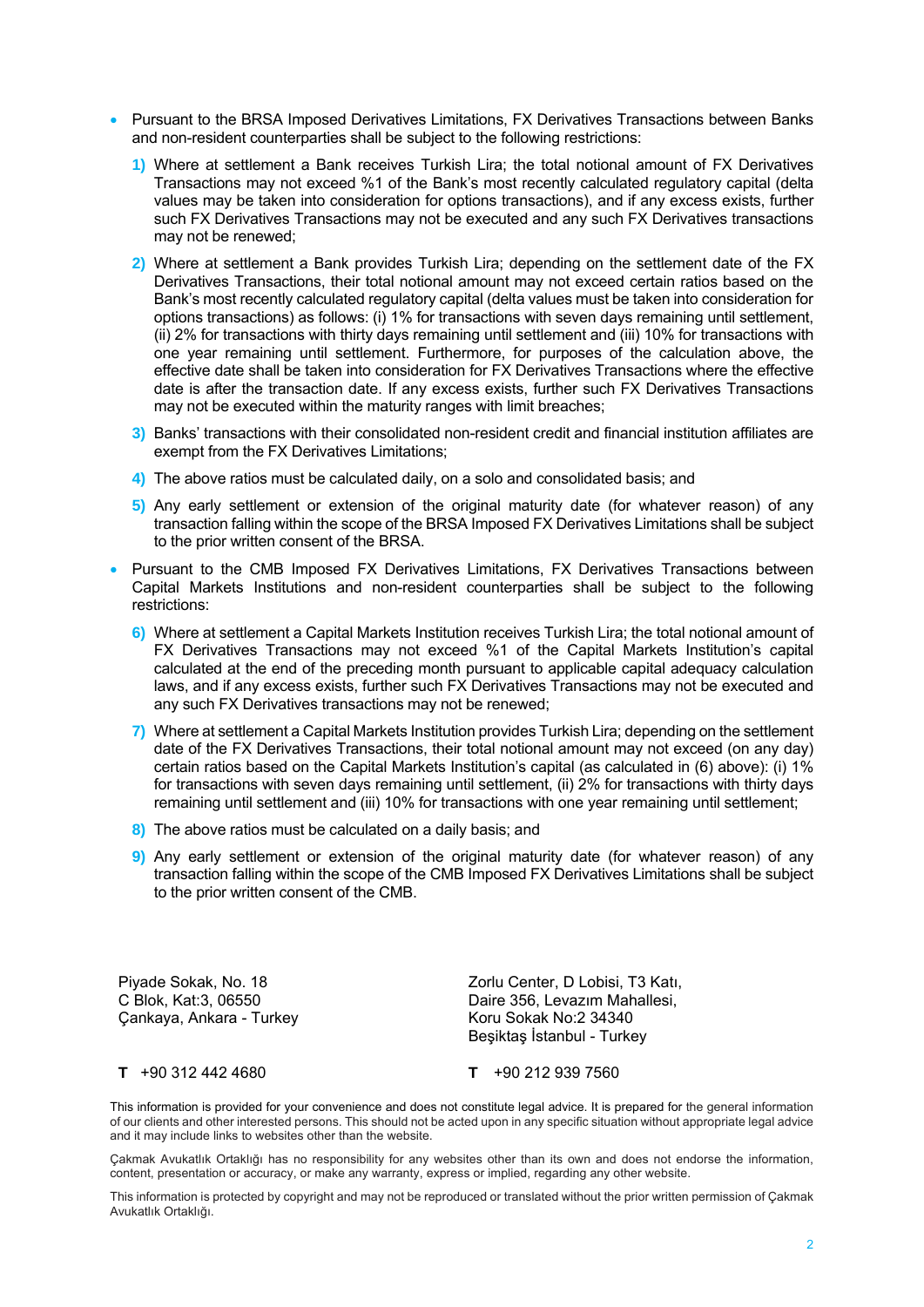- Pursuant to the BRSA Imposed Derivatives Limitations, FX Derivatives Transactions between Banks and non-resident counterparties shall be subject to the following restrictions:

  1) Where at settlement a Bank receives Turkish Lira; the total notional amount of FX Derivatives Transactions may not exceed %1 of the Bank's most recently calculated regulatory capital (delta values may be taken into consideration for options transactions), and if any excess exists, further such FX Derivatives Transactions may not be executed and any such FX Derivatives transactions may not be renewed;

  2) Where at settlement a Bank provides Turkish Lira; depending on the settlement date of the FX Derivatives Transactions, their total notional amount may not exceed certain ratios based on the Bank's most recently calculated regulatory capital (delta values must be taken into consideration for options transactions) as follows: (i) 1% for transactions with seven days remaining until settlement, (ii) 2% for transactions with thirty days remaining until settlement and (iii) 10% for transactions with one year remaining until settlement. Furthermore, for purposes of the calculation above, the effective date shall be taken into consideration for FX Derivatives Transactions where the effective date is after the transaction date. If any excess exists, further such FX Derivatives Transactions may not be executed within the maturity ranges with limit breaches;

  3) Banks' transactions with their consolidated non-resident credit and financial institution affiliates are exempt from the FX Derivatives Limitations;

  4) The above ratios must be calculated daily, on a solo and consolidated basis; and

  5) Any early settlement or extension of the original maturity date (for whatever reason) of any transaction falling within the scope of the BRSA Imposed FX Derivatives Limitations shall be subject to the prior written consent of the BRSA.

- Pursuant to the CMB Imposed FX Derivatives Limitations, FX Derivatives Transactions between Capital Markets Institutions and non-resident counterparties shall be subject to the following restrictions:

  6) Where at settlement a Capital Markets Institution receives Turkish Lira; the total notional amount of FX Derivatives Transactions may not exceed %1 of the Capital Markets Institution's capital calculated at the end of the preceding month pursuant to applicable capital adequacy calculation laws, and if any excess exists, further such FX Derivatives Transactions may not be executed and any such FX Derivatives transactions may not be renewed;

  7) Where at settlement a Capital Markets Institution provides Turkish Lira; depending on the settlement date of the FX Derivatives Transactions, their total notional amount may not exceed (on any day) certain ratios based on the Capital Markets Institution's capital (as calculated in (6) above): (i) 1% for transactions with seven days remaining until settlement, (ii) 2% for transactions with thirty days remaining until settlement and (iii) 10% for transactions with one year remaining until settlement;

  8) The above ratios must be calculated on a daily basis; and

  9) Any early settlement or extension of the original maturity date (for whatever reason) of any transaction falling within the scope of the CMB Imposed FX Derivatives Limitations shall be subject to the prior written consent of the CMB.

Piyade Sokak, No. 18
C Blok, Kat:3, 06550
Çankaya, Ankara - Turkey

**T** +90 312 442 4680

Zorlu Center, D Lobisi, T3 Katı,
Daire 356, Levazım Mahallesi,
Koru Sokak No:2 34340
Beşiktaş İstanbul - Turkey

**T** +90 212 939 7560

This information is provided for your convenience and does not constitute legal advice. It is prepared for the general information of our clients and other interested persons. This should not be acted upon in any specific situation without appropriate legal advice and it may include links to websites other than the website.

Çakmak Avukatlık Ortaklığı has no responsibility for any websites other than its own and does not endorse the information, content, presentation or accuracy, or make any warranty, express or implied, regarding any other website.

This information is protected by copyright and may not be reproduced or translated without the prior written permission of Çakmak Avukatlık Ortaklığı.